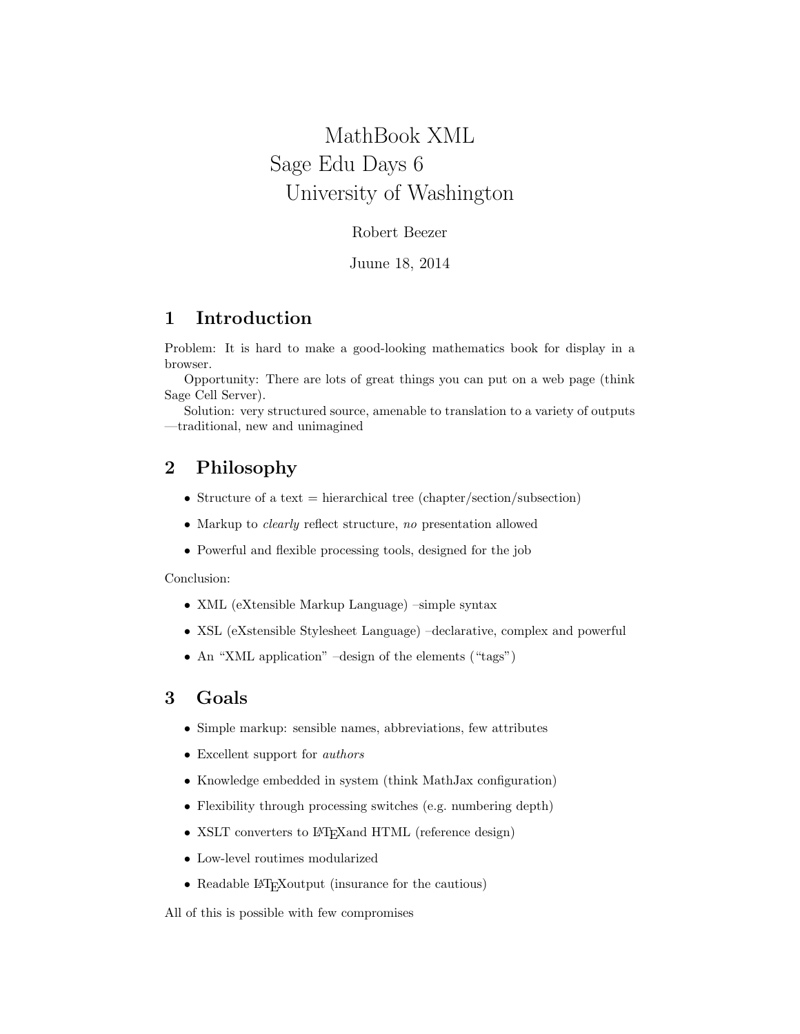# MathBook XML
# Sage Edu Days 6
# University of Washington

Robert Beezer

Juune 18, 2014

## 1 Introduction

Problem: It is hard to make a good-looking mathematics book for display in a browser.

Opportunity: There are lots of great things you can put on a web page (think Sage Cell Server).

Solution: very structured source, amenable to translation to a variety of outputs —traditional, new and unimagined

## 2 Philosophy

- Structure of a text = hierarchical tree (chapter/section/subsection)
- Markup to *clearly* reflect structure, *no* presentation allowed
- Powerful and flexible processing tools, designed for the job

Conclusion:

- XML (eXtensible Markup Language) –simple syntax
- XSL (eXstensible Stylesheet Language) –declarative, complex and powerful
- An "XML application" –design of the elements ("tags")

## 3 Goals

- Simple markup: sensible names, abbreviations, few attributes
- Excellent support for *authors*
- Knowledge embedded in system (think MathJax configuration)
- Flexibility through processing switches (e.g. numbering depth)
- XSLT converters to LaTeXand HTML (reference design)
- Low-level routimes modularized
- Readable LaTeXoutput (insurance for the cautious)

All of this is possible with few compromises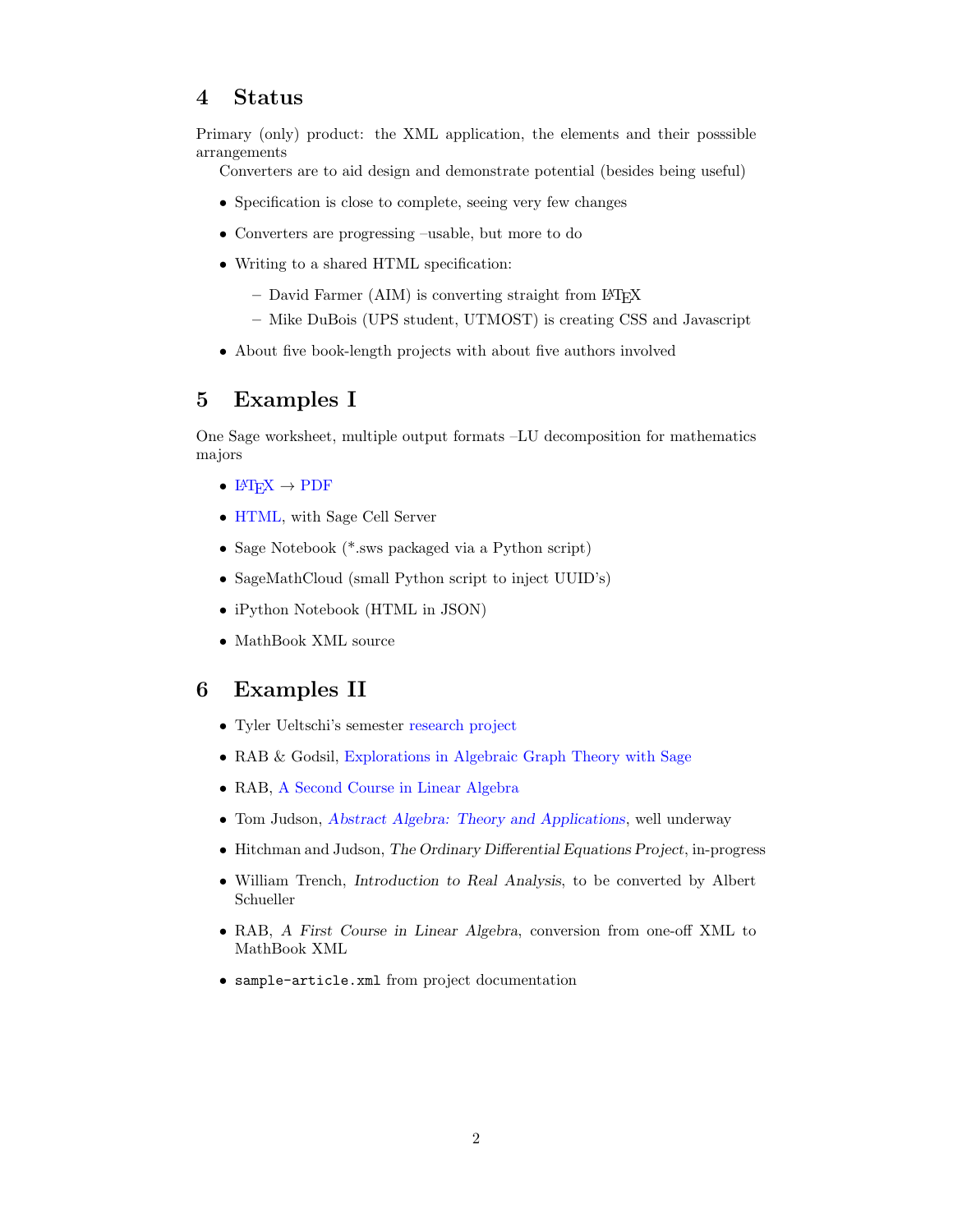## 4 Status

Primary (only) product: the XML application, the elements and their posssible arrangements

Converters are to aid design and demonstrate potential (besides being useful)

- Specification is close to complete, seeing very few changes
- Converters are progressing –usable, but more to do
- Writing to a shared HTML specification:
  - David Farmer (AIM) is converting straight from LaTeX
  - Mike DuBois (UPS student, UTMOST) is creating CSS and Javascript
- About five book-length projects with about five authors involved

## 5 Examples I

One Sage worksheet, multiple output formats –LU decomposition for mathematics majors

- LaTeX → PDF
- HTML, with Sage Cell Server
- Sage Notebook (*.sws packaged via a Python script)
- SageMathCloud (small Python script to inject UUID's)
- iPython Notebook (HTML in JSON)
- MathBook XML source

## 6 Examples II

- Tyler Ueltschi's semester research project
- RAB & Godsil, Explorations in Algebraic Graph Theory with Sage
- RAB, A Second Course in Linear Algebra
- Tom Judson, *Abstract Algebra: Theory and Applications*, well underway
- Hitchman and Judson, *The Ordinary Differential Equations Project*, in-progress
- William Trench, *Introduction to Real Analysis*, to be converted by Albert Schueller
- RAB, *A First Course in Linear Algebra*, conversion from one-off XML to MathBook XML
- `sample-article.xml` from project documentation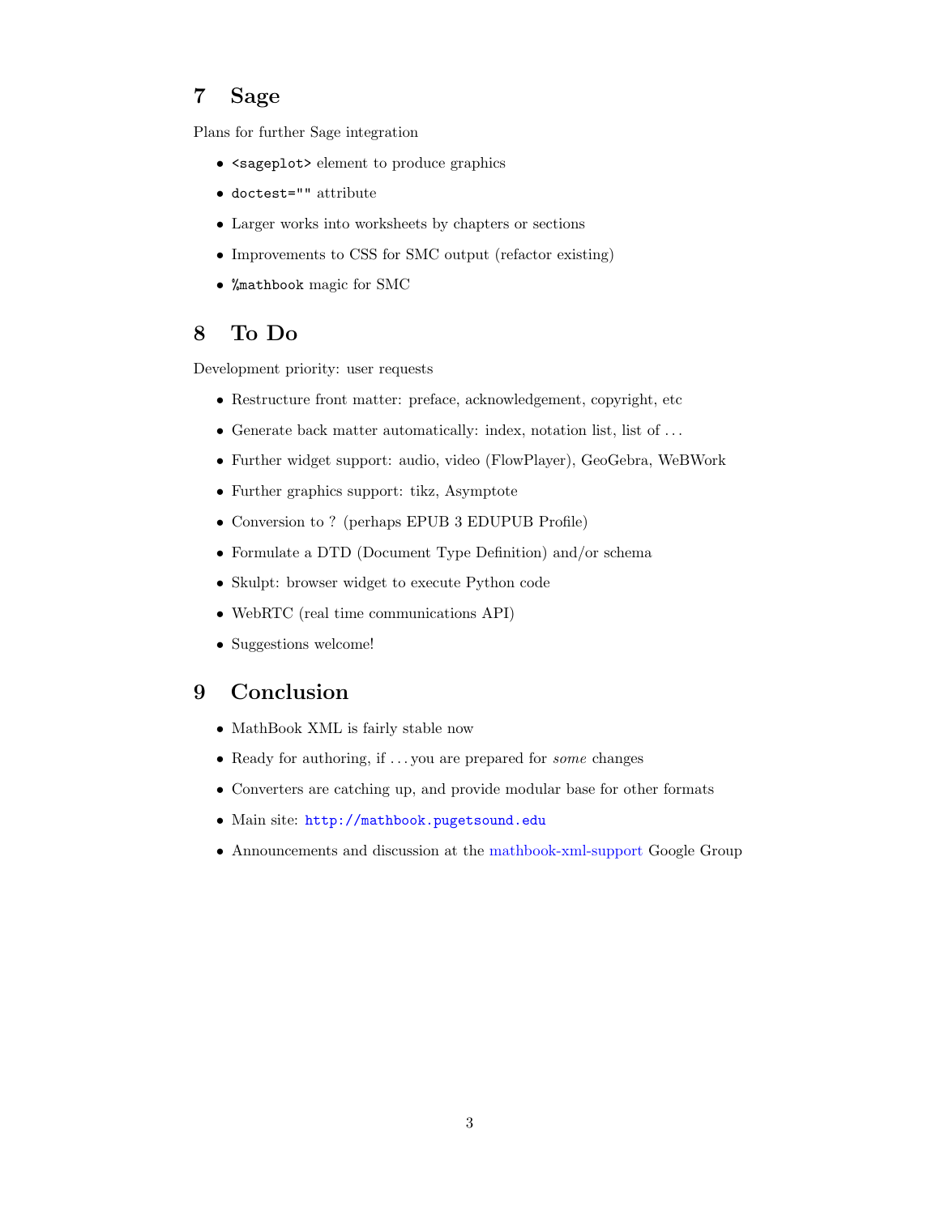## 7 Sage

Plans for further Sage integration

- `<sageplot>` element to produce graphics
- `doctest=""` attribute
- Larger works into worksheets by chapters or sections
- Improvements to CSS for SMC output (refactor existing)
- `%mathbook` magic for SMC

## 8 To Do

Development priority: user requests

- Restructure front matter: preface, acknowledgement, copyright, etc
- Generate back matter automatically: index, notation list, list of . . .
- Further widget support: audio, video (FlowPlayer), GeoGebra, WeBWork
- Further graphics support: tikz, Asymptote
- Conversion to ? (perhaps EPUB 3 EDUPUB Profile)
- Formulate a DTD (Document Type Definition) and/or schema
- Skulpt: browser widget to execute Python code
- WebRTC (real time communications API)
- Suggestions welcome!

## 9 Conclusion

- MathBook XML is fairly stable now
- Ready for authoring, if . . . you are prepared for *some* changes
- Converters are catching up, and provide modular base for other formats
- Main site: `http://mathbook.pugetsound.edu`
- Announcements and discussion at the mathbook-xml-support Google Group